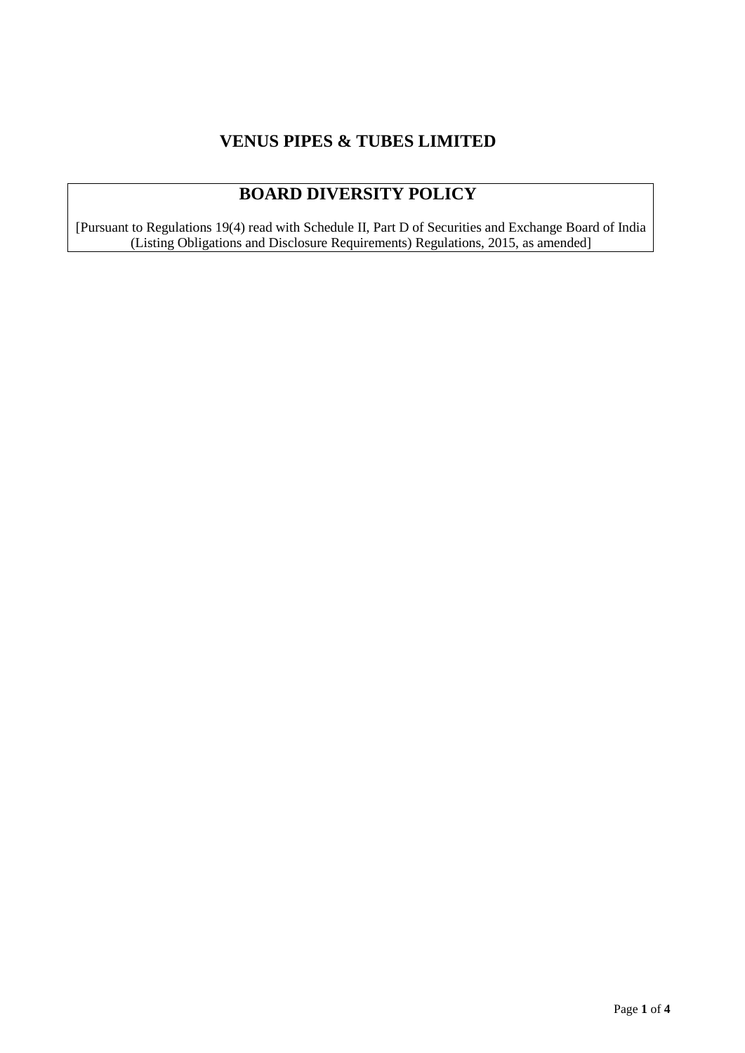# VENUS PIPES & TUBES LIMITED

## BOARD DIVERSITY POLICY

[Pursuant to Regulations 19(4) read with Schedule II, Part D of Securities and Exchange Board of India (Listing Obligations and Disclosure Requirements) Regulations, 2015, as amended]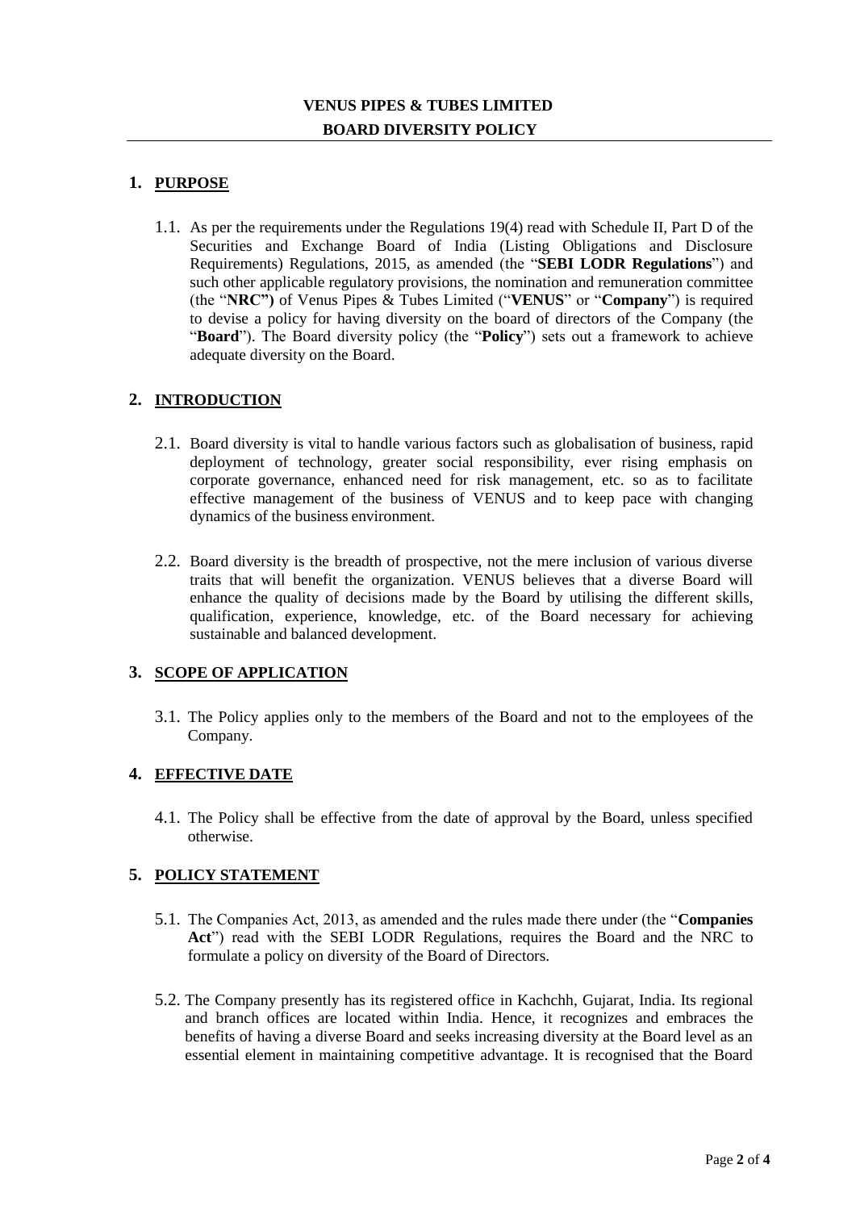**VENUS PIPES & TUBES LIMITED**
**BOARD DIVERSITY POLICY**

## 1. PURPOSE

1.1. As per the requirements under the Regulations 19(4) read with Schedule II, Part D of the Securities and Exchange Board of India (Listing Obligations and Disclosure Requirements) Regulations, 2015, as amended (the "**SEBI LODR Regulations**") and such other applicable regulatory provisions, the nomination and remuneration committee (the "**NRC")** of Venus Pipes & Tubes Limited ("**VENUS**" or "**Company**") is required to devise a policy for having diversity on the board of directors of the Company (the "**Board**"). The Board diversity policy (the "**Policy**") sets out a framework to achieve adequate diversity on the Board.

## 2. INTRODUCTION

2.1. Board diversity is vital to handle various factors such as globalisation of business, rapid deployment of technology, greater social responsibility, ever rising emphasis on corporate governance, enhanced need for risk management, etc. so as to facilitate effective management of the business of VENUS and to keep pace with changing dynamics of the business environment.

2.2. Board diversity is the breadth of prospective, not the mere inclusion of various diverse traits that will benefit the organization. VENUS believes that a diverse Board will enhance the quality of decisions made by the Board by utilising the different skills, qualification, experience, knowledge, etc. of the Board necessary for achieving sustainable and balanced development.

## 3. SCOPE OF APPLICATION

3.1. The Policy applies only to the members of the Board and not to the employees of the Company.

## 4. EFFECTIVE DATE

4.1. The Policy shall be effective from the date of approval by the Board, unless specified otherwise.

## 5. POLICY STATEMENT

5.1. The Companies Act, 2013, as amended and the rules made there under (the "**Companies Act**") read with the SEBI LODR Regulations, requires the Board and the NRC to formulate a policy on diversity of the Board of Directors.

5.2. The Company presently has its registered office in Kachchh, Gujarat, India. Its regional and branch offices are located within India. Hence, it recognizes and embraces the benefits of having a diverse Board and seeks increasing diversity at the Board level as an essential element in maintaining competitive advantage. It is recognised that the Board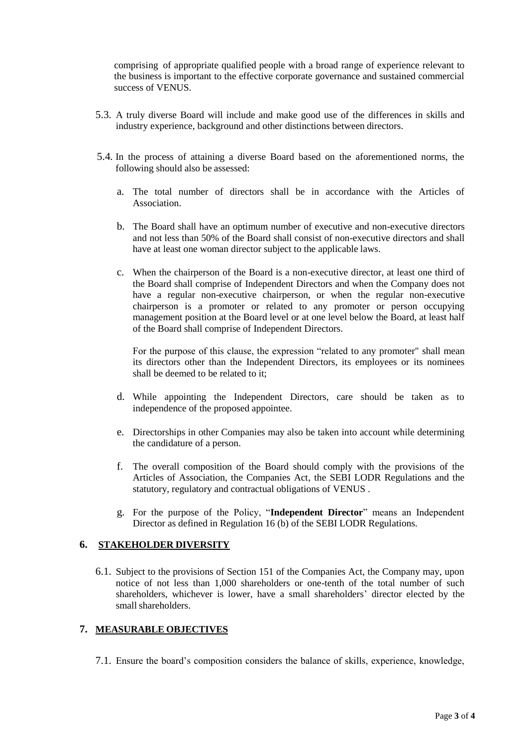comprising of appropriate qualified people with a broad range of experience relevant to the business is important to the effective corporate governance and sustained commercial success of VENUS.

5.3. A truly diverse Board will include and make good use of the differences in skills and industry experience, background and other distinctions between directors.

5.4. In the process of attaining a diverse Board based on the aforementioned norms, the following should also be assessed:

a. The total number of directors shall be in accordance with the Articles of Association.

b. The Board shall have an optimum number of executive and non-executive directors and not less than 50% of the Board shall consist of non-executive directors and shall have at least one woman director subject to the applicable laws.

c. When the chairperson of the Board is a non-executive director, at least one third of the Board shall comprise of Independent Directors and when the Company does not have a regular non-executive chairperson, or when the regular non-executive chairperson is a promoter or related to any promoter or person occupying management position at the Board level or at one level below the Board, at least half of the Board shall comprise of Independent Directors.

   For the purpose of this clause, the expression "related to any promoter" shall mean its directors other than the Independent Directors, its employees or its nominees shall be deemed to be related to it;

d. While appointing the Independent Directors, care should be taken as to independence of the proposed appointee.

e. Directorships in other Companies may also be taken into account while determining the candidature of a person.

f. The overall composition of the Board should comply with the provisions of the Articles of Association, the Companies Act, the SEBI LODR Regulations and the statutory, regulatory and contractual obligations of VENUS .

g. For the purpose of the Policy, "**Independent Director**" means an Independent Director as defined in Regulation 16 (b) of the SEBI LODR Regulations.

## 6. STAKEHOLDER DIVERSITY

6.1. Subject to the provisions of Section 151 of the Companies Act, the Company may, upon notice of not less than 1,000 shareholders or one-tenth of the total number of such shareholders, whichever is lower, have a small shareholders' director elected by the small shareholders.

## 7. MEASURABLE OBJECTIVES

7.1. Ensure the board's composition considers the balance of skills, experience, knowledge,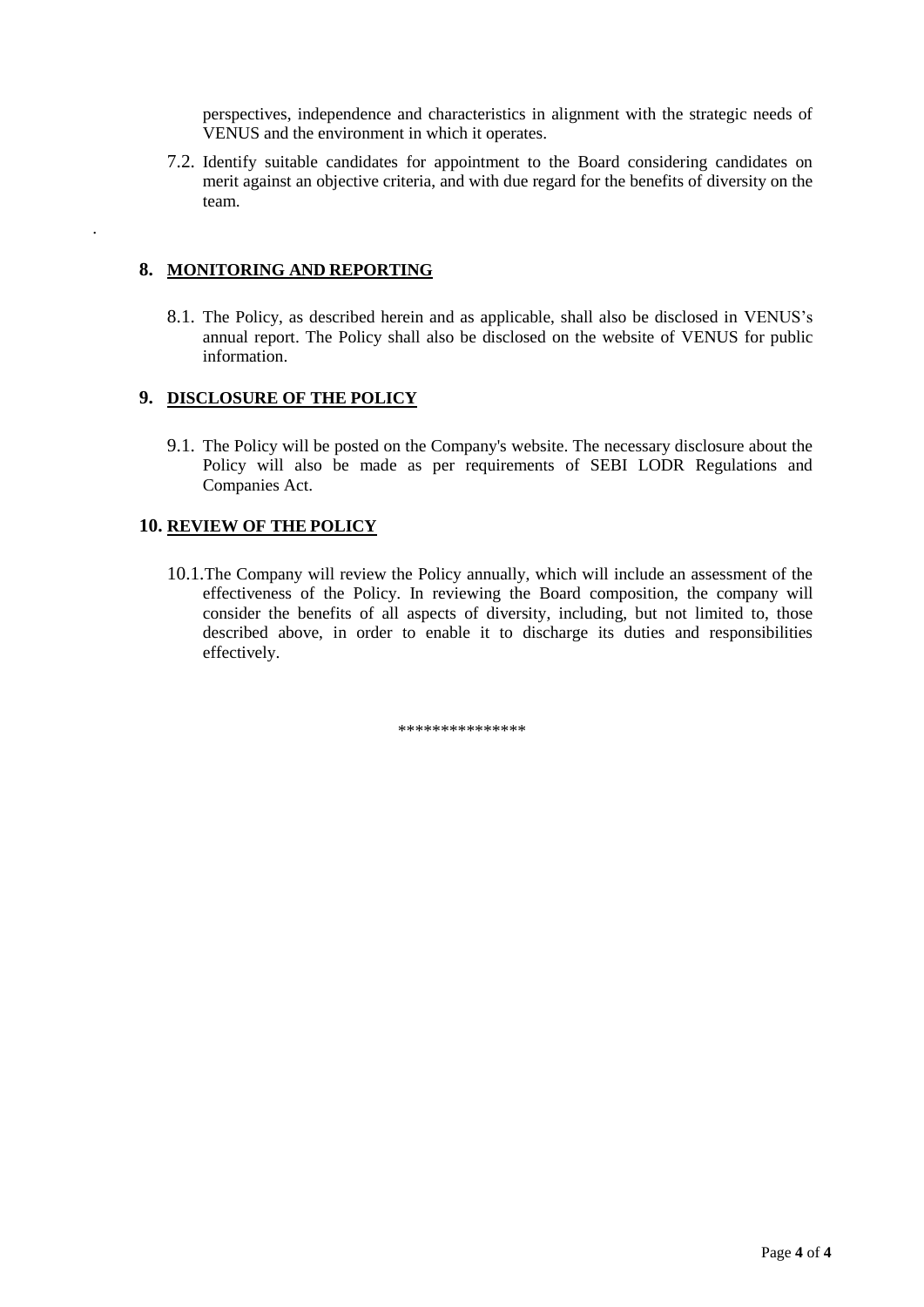perspectives, independence and characteristics in alignment with the strategic needs of VENUS and the environment in which it operates.

7.2. Identify suitable candidates for appointment to the Board considering candidates on merit against an objective criteria, and with due regard for the benefits of diversity on the team.

## 8. MONITORING AND REPORTING

8.1. The Policy, as described herein and as applicable, shall also be disclosed in VENUS's annual report. The Policy shall also be disclosed on the website of VENUS for public information.

## 9. DISCLOSURE OF THE POLICY

9.1. The Policy will be posted on the Company's website. The necessary disclosure about the Policy will also be made as per requirements of SEBI LODR Regulations and Companies Act.

## 10. REVIEW OF THE POLICY

10.1. The Company will review the Policy annually, which will include an assessment of the effectiveness of the Policy. In reviewing the Board composition, the company will consider the benefits of all aspects of diversity, including, but not limited to, those described above, in order to enable it to discharge its duties and responsibilities effectively.

***************